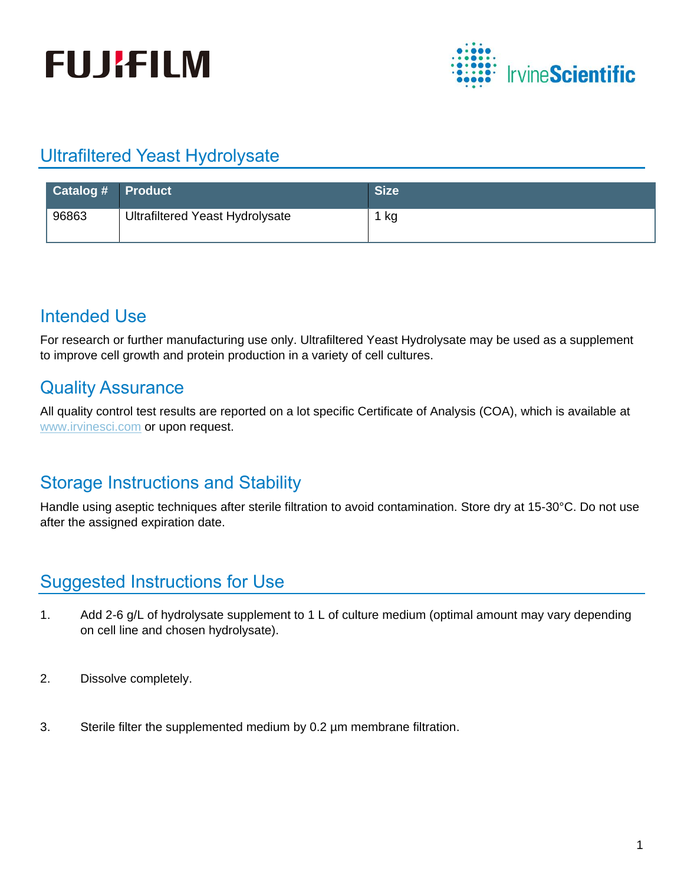# Ultrafiltered Yeast Hydrolysate

| Catalog # | Product | Size |
|---|---|---|
| 96863 | Ultrafiltered Yeast Hydrolysate | 1 kg |

## Intended Use

For research or further manufacturing use only. Ultrafiltered Yeast Hydrolysate may be used as a supplement to improve cell growth and protein production in a variety of cell cultures.

## Quality Assurance

All quality control test results are reported on a lot specific Certificate of Analysis (COA), which is available at www.irvinesci.com or upon request.

## Storage Instructions and Stability

Handle using aseptic techniques after sterile filtration to avoid contamination. Store dry at 15-30°C. Do not use after the assigned expiration date.

## Suggested Instructions for Use

1. Add 2-6 g/L of hydrolysate supplement to 1 L of culture medium (optimal amount may vary depending on cell line and chosen hydrolysate).

2. Dissolve completely.

3. Sterile filter the supplemented medium by 0.2 µm membrane filtration.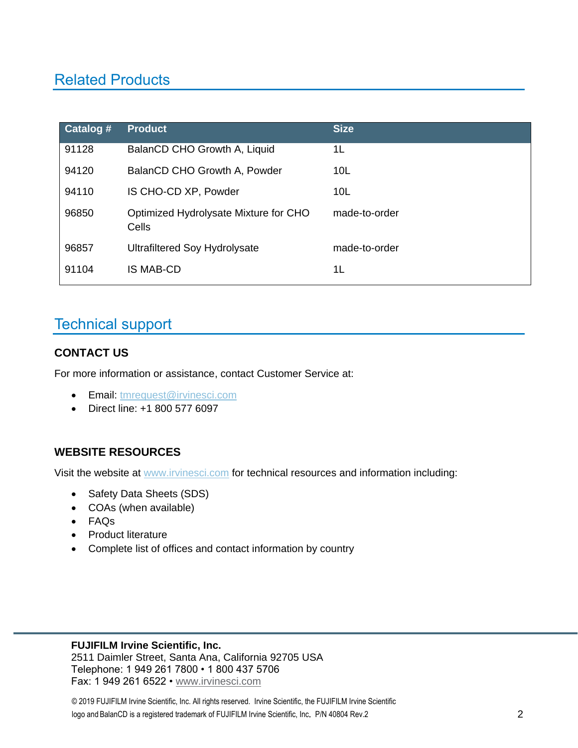## Related Products

| Catalog # | Product | Size |
|---|---|---|
| 91128 | BalanCD CHO Growth A, Liquid | 1L |
| 94120 | BalanCD CHO Growth A, Powder | 10L |
| 94110 | IS CHO-CD XP, Powder | 10L |
| 96850 | Optimized Hydrolysate Mixture for CHO Cells | made-to-order |
| 96857 | Ultrafiltered Soy Hydrolysate | made-to-order |
| 91104 | IS MAB-CD | 1L |

## Technical support

### CONTACT US

For more information or assistance, contact Customer Service at:

- Email: tmrequest@irvinesci.com
- Direct line: +1 800 577 6097

### WEBSITE RESOURCES

Visit the website at www.irvinesci.com for technical resources and information including:

- Safety Data Sheets (SDS)
- COAs (when available)
- FAQs
- Product literature
- Complete list of offices and contact information by country

**FUJIFILM Irvine Scientific, Inc.**
2511 Daimler Street, Santa Ana, California 92705 USA
Telephone: 1 949 261 7800 • 1 800 437 5706
Fax: 1 949 261 6522 • www.irvinesci.com

© 2019 FUJIFILM Irvine Scientific, Inc. All rights reserved. Irvine Scientific, the FUJIFILM Irvine Scientific logo and BalanCD is a registered trademark of FUJIFILM Irvine Scientific, Inc. P/N 40804 Rev.2